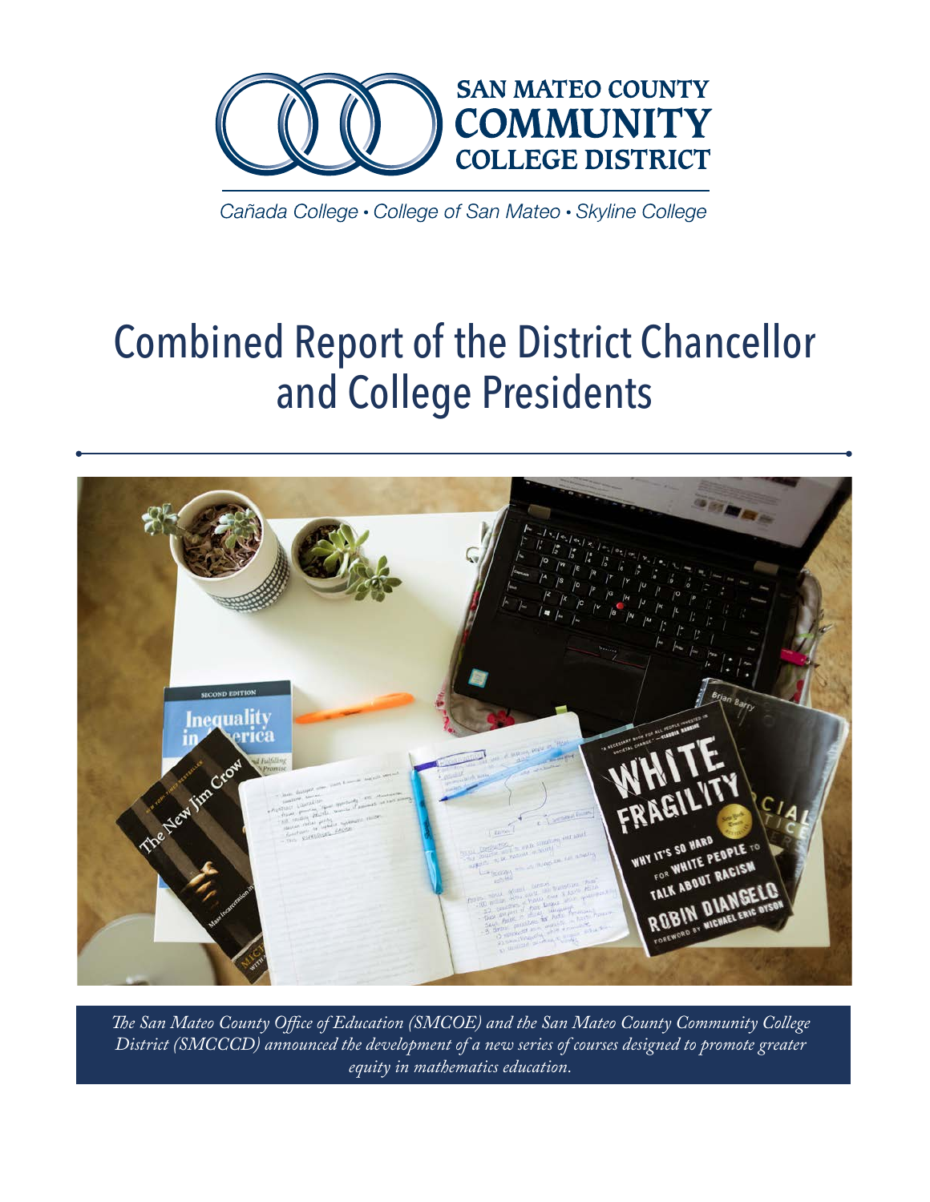SAN MATEO COUNTY COMMUNITY COLLEGE DISTRICT

Cañada College • College of San Mateo • Skyline College

# Combined Report of the District Chancellor and College Presidents

*The San Mateo County Office of Education (SMCOE) and the San Mateo County Community College District (SMCCCD) announced the development of a new series of courses designed to promote greater equity in mathematics education.*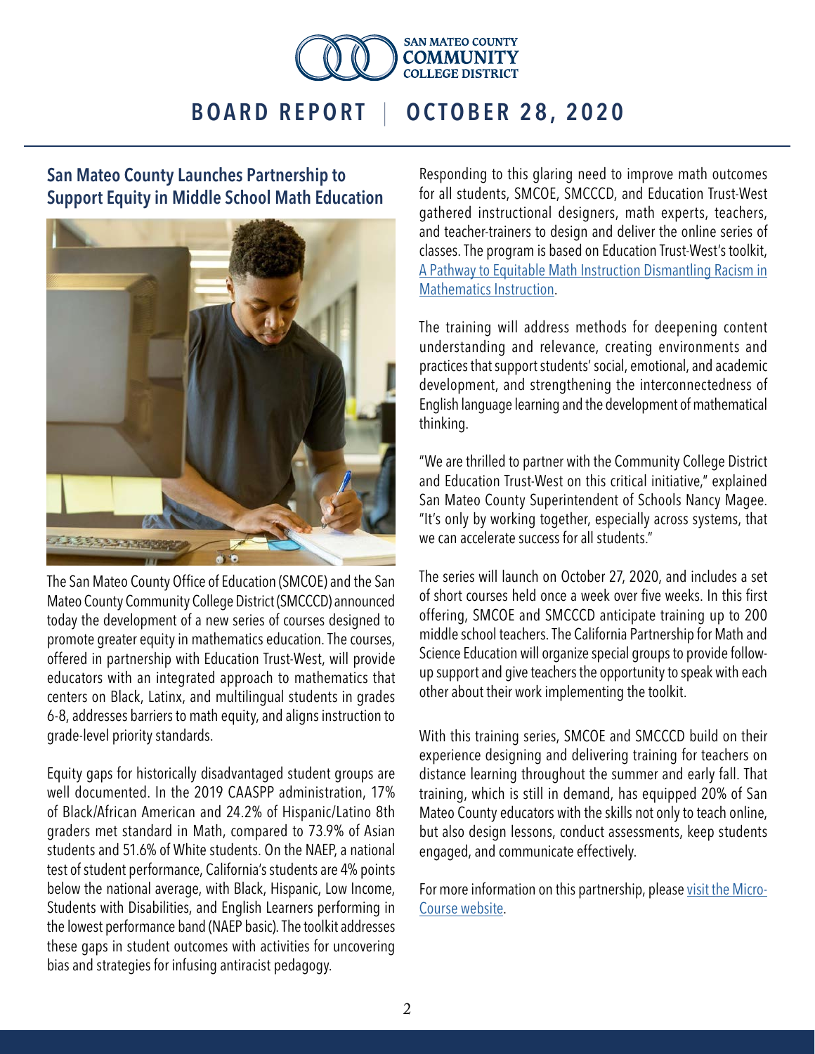# BOARD REPORT | OCTOBER 28, 2020

## San Mateo County Launches Partnership to Support Equity in Middle School Math Education

The San Mateo County Office of Education (SMCOE) and the San Mateo County Community College District (SMCCCD) announced today the development of a new series of courses designed to promote greater equity in mathematics education. The courses, offered in partnership with Education Trust-West, will provide educators with an integrated approach to mathematics that centers on Black, Latinx, and multilingual students in grades 6-8, addresses barriers to math equity, and aligns instruction to grade-level priority standards.

Equity gaps for historically disadvantaged student groups are well documented. In the 2019 CAASPP administration, 17% of Black/African American and 24.2% of Hispanic/Latino 8th graders met standard in Math, compared to 73.9% of Asian students and 51.6% of White students. On the NAEP, a national test of student performance, California's students are 4% points below the national average, with Black, Hispanic, Low Income, Students with Disabilities, and English Learners performing in the lowest performance band (NAEP basic). The toolkit addresses these gaps in student outcomes with activities for uncovering bias and strategies for infusing antiracist pedagogy.

Responding to this glaring need to improve math outcomes for all students, SMCOE, SMCCCD, and Education Trust-West gathered instructional designers, math experts, teachers, and teacher-trainers to design and deliver the online series of classes. The program is based on Education Trust-West's toolkit, [A Pathway to Equitable Math Instruction Dismantling Racism in Mathematics Instruction](). 

The training will address methods for deepening content understanding and relevance, creating environments and practices that support students' social, emotional, and academic development, and strengthening the interconnectedness of English language learning and the development of mathematical thinking.

"We are thrilled to partner with the Community College District and Education Trust-West on this critical initiative," explained San Mateo County Superintendent of Schools Nancy Magee. "It's only by working together, especially across systems, that we can accelerate success for all students."

The series will launch on October 27, 2020, and includes a set of short courses held once a week over five weeks. In this first offering, SMCOE and SMCCCD anticipate training up to 200 middle school teachers. The California Partnership for Math and Science Education will organize special groups to provide follow-up support and give teachers the opportunity to speak with each other about their work implementing the toolkit.

With this training series, SMCOE and SMCCCD build on their experience designing and delivering training for teachers on distance learning throughout the summer and early fall. That training, which is still in demand, has equipped 20% of San Mateo County educators with the skills not only to teach online, but also design lessons, conduct assessments, keep students engaged, and communicate effectively.

For more information on this partnership, please [visit the Micro-Course website]().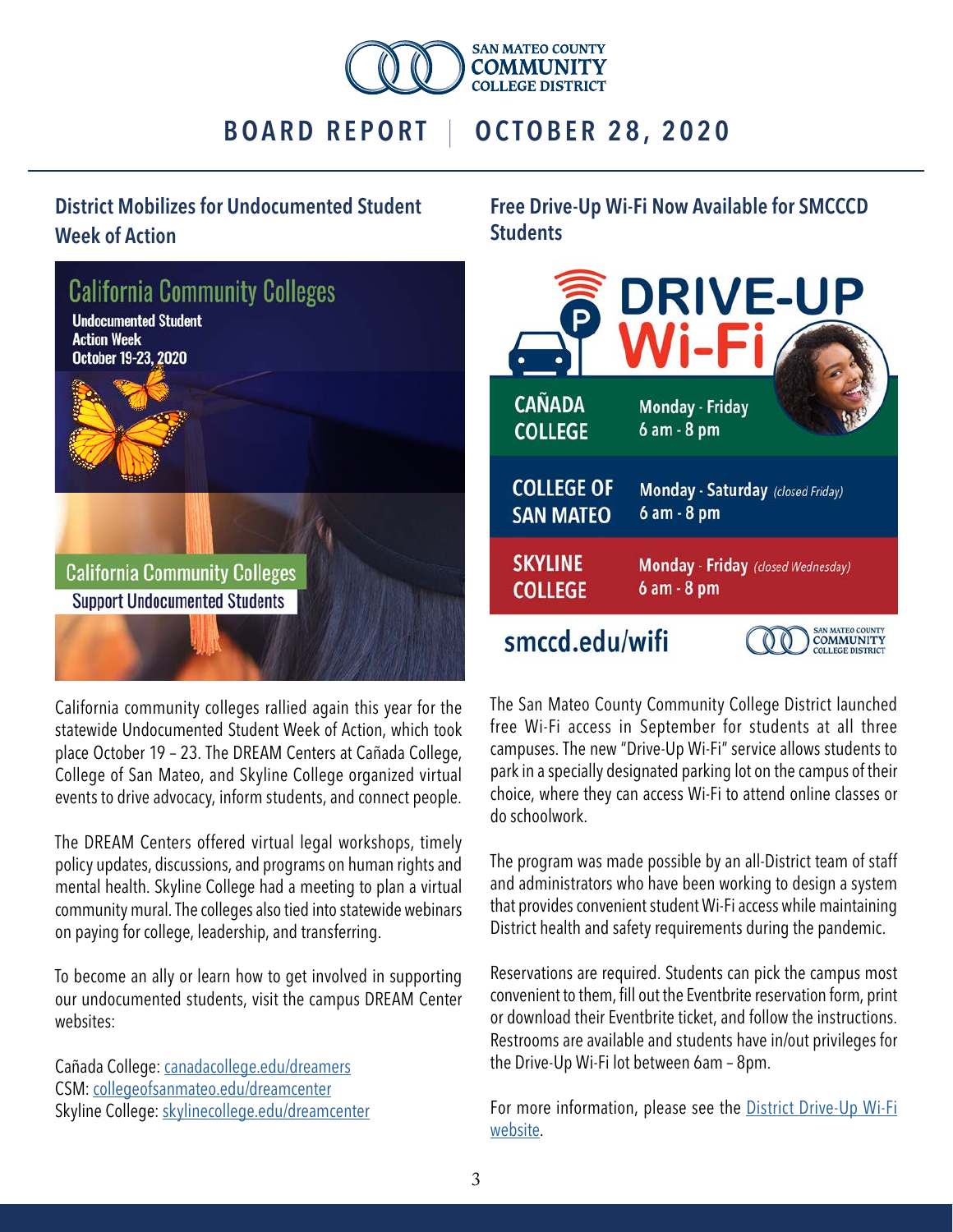# BOARD REPORT | OCTOBER 28, 2020

## District Mobilizes for Undocumented Student Week of Action

California Community Colleges
Undocumented Student Action Week
October 19-23, 2020

California Community Colleges
Support Undocumented Students

California community colleges rallied again this year for the statewide Undocumented Student Week of Action, which took place October 19 – 23. The DREAM Centers at Cañada College, College of San Mateo, and Skyline College organized virtual events to drive advocacy, inform students, and connect people.

The DREAM Centers offered virtual legal workshops, timely policy updates, discussions, and programs on human rights and mental health. Skyline College had a meeting to plan a virtual community mural. The colleges also tied into statewide webinars on paying for college, leadership, and transferring.

To become an ally or learn how to get involved in supporting our undocumented students, visit the campus DREAM Center websites:

Cañada College: [canadacollege.edu/dreamers](canadacollege.edu/dreamers)
CSM: [collegeofsanmateo.edu/dreamcenter](collegeofsanmateo.edu/dreamcenter)
Skyline College: [skylinecollege.edu/dreamcenter](skylinecollege.edu/dreamcenter)

## Free Drive-Up Wi-Fi Now Available for SMCCCD Students

**DRIVE-UP Wi-Fi**

| Campus | Hours |
| --- | --- |
| CAÑADA COLLEGE | Monday - Friday 6 am - 8 pm |
| COLLEGE OF SAN MATEO | Monday - Saturday *(closed Friday)* 6 am - 8 pm |
| SKYLINE COLLEGE | Monday - Friday *(closed Wednesday)* 6 am - 8 pm |

smccd.edu/wifi

The San Mateo County Community College District launched free Wi-Fi access in September for students at all three campuses. The new "Drive-Up Wi-Fi" service allows students to park in a specially designated parking lot on the campus of their choice, where they can access Wi-Fi to attend online classes or do schoolwork.

The program was made possible by an all-District team of staff and administrators who have been working to design a system that provides convenient student Wi-Fi access while maintaining District health and safety requirements during the pandemic.

Reservations are required. Students can pick the campus most convenient to them, fill out the Eventbrite reservation form, print or download their Eventbrite ticket, and follow the instructions. Restrooms are available and students have in/out privileges for the Drive-Up Wi-Fi lot between 6am – 8pm.

For more information, please see the District Drive-Up Wi-Fi website.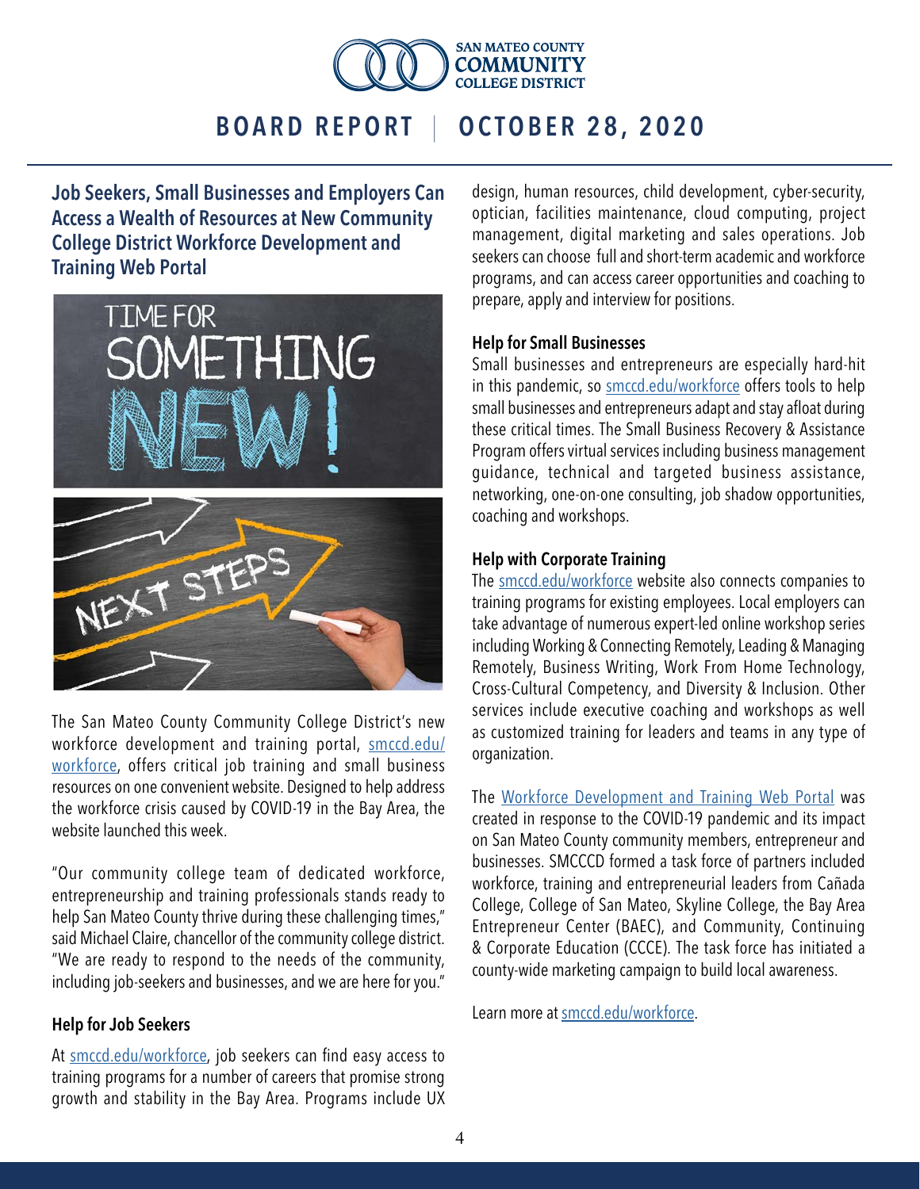# BOARD REPORT | OCTOBER 28, 2020

## Job Seekers, Small Businesses and Employers Can Access a Wealth of Resources at New Community College District Workforce Development and Training Web Portal

The San Mateo County Community College District's new workforce development and training portal, smccd.edu/workforce, offers critical job training and small business resources on one convenient website. Designed to help address the workforce crisis caused by COVID-19 in the Bay Area, the website launched this week.

"Our community college team of dedicated workforce, entrepreneurship and training professionals stands ready to help San Mateo County thrive during these challenging times," said Michael Claire, chancellor of the community college district. "We are ready to respond to the needs of the community, including job-seekers and businesses, and we are here for you."

### Help for Job Seekers

At smccd.edu/workforce, job seekers can find easy access to training programs for a number of careers that promise strong growth and stability in the Bay Area. Programs include UX design, human resources, child development, cyber-security, optician, facilities maintenance, cloud computing, project management, digital marketing and sales operations. Job seekers can choose full and short-term academic and workforce programs, and can access career opportunities and coaching to prepare, apply and interview for positions.

### Help for Small Businesses

Small businesses and entrepreneurs are especially hard-hit in this pandemic, so smccd.edu/workforce offers tools to help small businesses and entrepreneurs adapt and stay afloat during these critical times. The Small Business Recovery & Assistance Program offers virtual services including business management guidance, technical and targeted business assistance, networking, one-on-one consulting, job shadow opportunities, coaching and workshops.

### Help with Corporate Training

The smccd.edu/workforce website also connects companies to training programs for existing employees. Local employers can take advantage of numerous expert-led online workshop series including Working & Connecting Remotely, Leading & Managing Remotely, Business Writing, Work From Home Technology, Cross-Cultural Competency, and Diversity & Inclusion. Other services include executive coaching and workshops as well as customized training for leaders and teams in any type of organization.

The Workforce Development and Training Web Portal was created in response to the COVID-19 pandemic and its impact on San Mateo County community members, entrepreneur and businesses. SMCCCD formed a task force of partners included workforce, training and entrepreneurial leaders from Cañada College, College of San Mateo, Skyline College, the Bay Area Entrepreneur Center (BAEC), and Community, Continuing & Corporate Education (CCCE). The task force has initiated a county-wide marketing campaign to build local awareness.

Learn more at smccd.edu/workforce.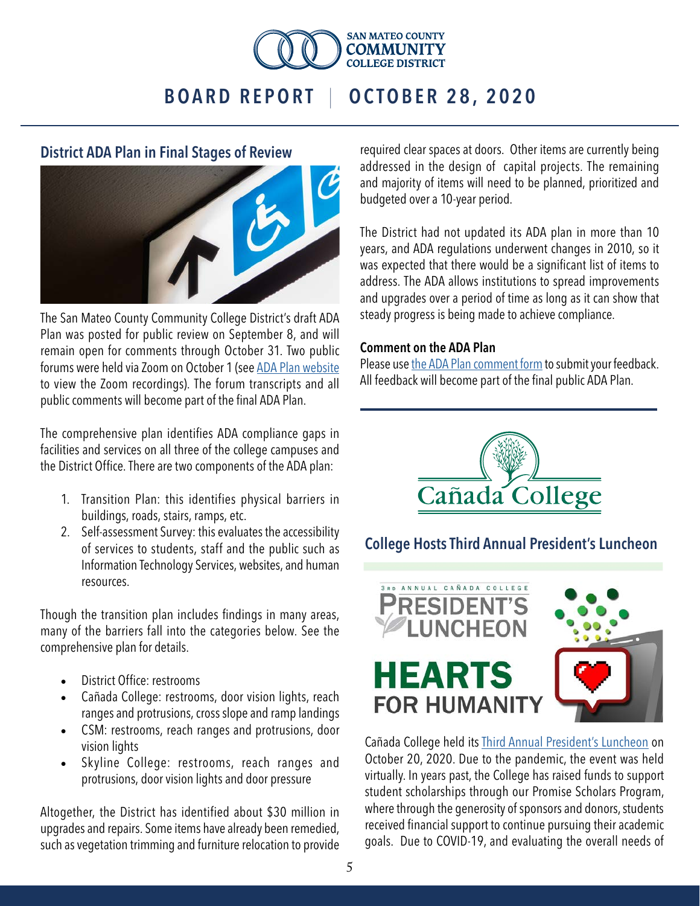## District ADA Plan in Final Stages of Review

The San Mateo County Community College District's draft ADA Plan was posted for public review on September 8, and will remain open for comments through October 31. Two public forums were held via Zoom on October 1 (see ADA Plan website to view the Zoom recordings). The forum transcripts and all public comments will become part of the final ADA Plan.

The comprehensive plan identifies ADA compliance gaps in facilities and services on all three of the college campuses and the District Office. There are two components of the ADA plan:

1. Transition Plan: this identifies physical barriers in buildings, roads, stairs, ramps, etc.
2. Self-assessment Survey: this evaluates the accessibility of services to students, staff and the public such as Information Technology Services, websites, and human resources.

Though the transition plan includes findings in many areas, many of the barriers fall into the categories below. See the comprehensive plan for details.

- District Office: restrooms
- Cañada College: restrooms, door vision lights, reach ranges and protrusions, cross slope and ramp landings
- CSM: restrooms, reach ranges and protrusions, door vision lights
- Skyline College: restrooms, reach ranges and protrusions, door vision lights and door pressure

Altogether, the District has identified about $30 million in upgrades and repairs. Some items have already been remedied, such as vegetation trimming and furniture relocation to provide required clear spaces at doors. Other items are currently being addressed in the design of capital projects. The remaining and majority of items will need to be planned, prioritized and budgeted over a 10-year period.

The District had not updated its ADA plan in more than 10 years, and ADA regulations underwent changes in 2010, so it was expected that there would be a significant list of items to address. The ADA allows institutions to spread improvements and upgrades over a period of time as long as it can show that steady progress is being made to achieve compliance.

### Comment on the ADA Plan

Please use the ADA Plan comment form to submit your feedback. All feedback will become part of the final public ADA Plan.

## College Hosts Third Annual President's Luncheon

Cañada College held its Third Annual President's Luncheon on October 20, 2020. Due to the pandemic, the event was held virtually. In years past, the College has raised funds to support student scholarships through our Promise Scholars Program, where through the generosity of sponsors and donors, students received financial support to continue pursuing their academic goals. Due to COVID-19, and evaluating the overall needs of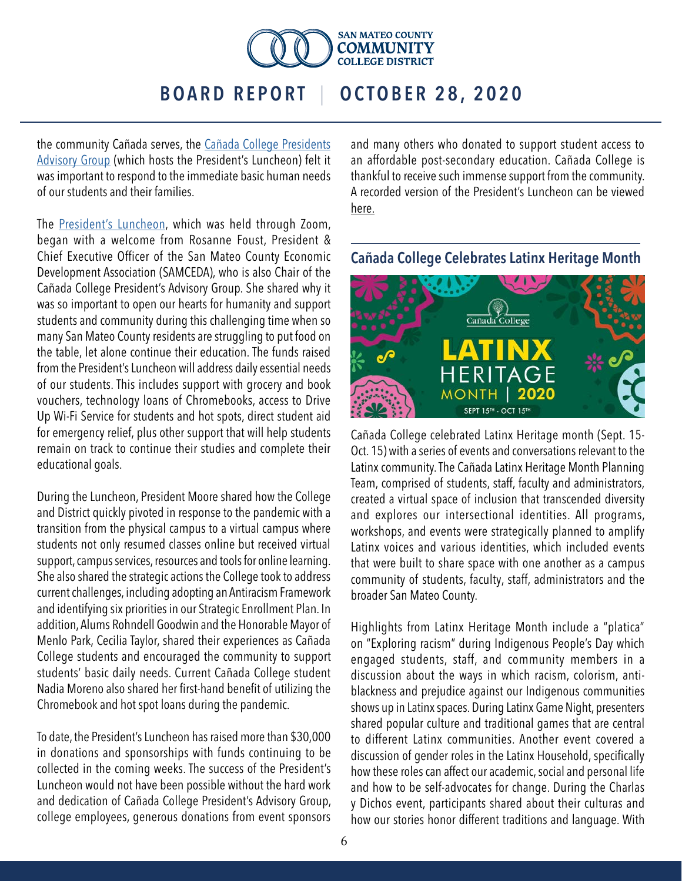the community Cañada serves, the Cañada College Presidents Advisory Group (which hosts the President's Luncheon) felt it was important to respond to the immediate basic human needs of our students and their families.

The President's Luncheon, which was held through Zoom, began with a welcome from Rosanne Foust, President & Chief Executive Officer of the San Mateo County Economic Development Association (SAMCEDA), who is also Chair of the Cañada College President's Advisory Group. She shared why it was so important to open our hearts for humanity and support students and community during this challenging time when so many San Mateo County residents are struggling to put food on the table, let alone continue their education. The funds raised from the President's Luncheon will address daily essential needs of our students. This includes support with grocery and book vouchers, technology loans of Chromebooks, access to Drive Up Wi-Fi Service for students and hot spots, direct student aid for emergency relief, plus other support that will help students remain on track to continue their studies and complete their educational goals.

During the Luncheon, President Moore shared how the College and District quickly pivoted in response to the pandemic with a transition from the physical campus to a virtual campus where students not only resumed classes online but received virtual support, campus services, resources and tools for online learning. She also shared the strategic actions the College took to address current challenges, including adopting an Antiracism Framework and identifying six priorities in our Strategic Enrollment Plan. In addition, Alums Rohndell Goodwin and the Honorable Mayor of Menlo Park, Cecilia Taylor, shared their experiences as Cañada College students and encouraged the community to support students' basic daily needs. Current Cañada College student Nadia Moreno also shared her first-hand benefit of utilizing the Chromebook and hot spot loans during the pandemic.

To date, the President's Luncheon has raised more than $30,000 in donations and sponsorships with funds continuing to be collected in the coming weeks. The success of the President's Luncheon would not have been possible without the hard work and dedication of Cañada College President's Advisory Group, college employees, generous donations from event sponsors and many others who donated to support student access to an affordable post-secondary education. Cañada College is thankful to receive such immense support from the community. A recorded version of the President's Luncheon can be viewed here.

## Cañada College Celebrates Latinx Heritage Month

Cañada College celebrated Latinx Heritage month (Sept. 15-Oct. 15) with a series of events and conversations relevant to the Latinx community. The Cañada Latinx Heritage Month Planning Team, comprised of students, staff, faculty and administrators, created a virtual space of inclusion that transcended diversity and explores our intersectional identities. All programs, workshops, and events were strategically planned to amplify Latinx voices and various identities, which included events that were built to share space with one another as a campus community of students, faculty, staff, administrators and the broader San Mateo County.

Highlights from Latinx Heritage Month include a "platica" on "Exploring racism" during Indigenous People's Day which engaged students, staff, and community members in a discussion about the ways in which racism, colorism, anti-blackness and prejudice against our Indigenous communities shows up in Latinx spaces. During Latinx Game Night, presenters shared popular culture and traditional games that are central to different Latinx communities. Another event covered a discussion of gender roles in the Latinx Household, specifically how these roles can affect our academic, social and personal life and how to be self-advocates for change. During the Charlas y Dichos event, participants shared about their culturas and how our stories honor different traditions and language. With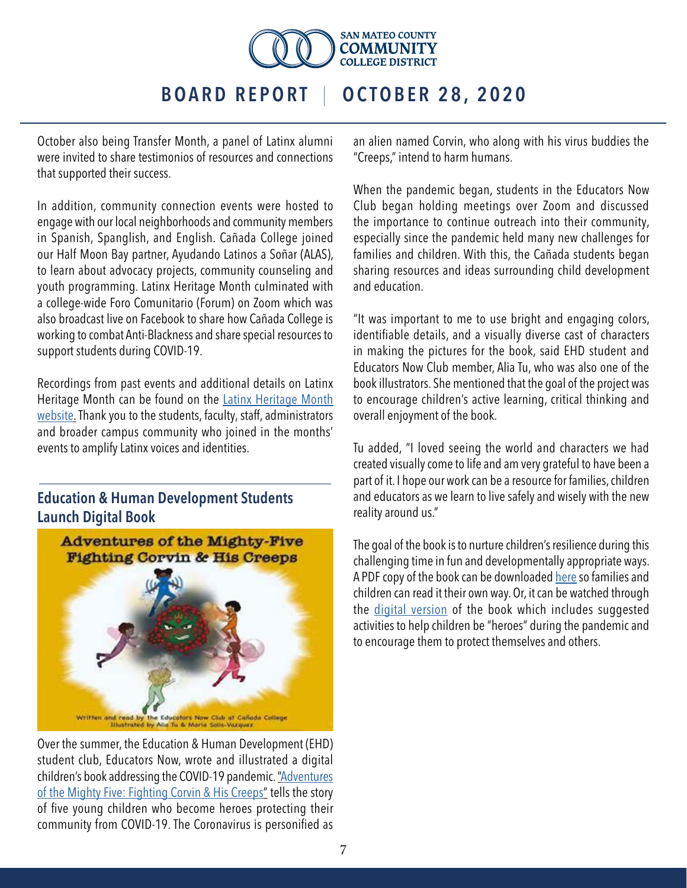October also being Transfer Month, a panel of Latinx alumni were invited to share testimonios of resources and connections that supported their success.

In addition, community connection events were hosted to engage with our local neighborhoods and community members in Spanish, Spanglish, and English. Cañada College joined our Half Moon Bay partner, Ayudando Latinos a Soñar (ALAS), to learn about advocacy projects, community counseling and youth programming. Latinx Heritage Month culminated with a college-wide Foro Comunitario (Forum) on Zoom which was also broadcast live on Facebook to share how Cañada College is working to combat Anti-Blackness and share special resources to support students during COVID-19.

Recordings from past events and additional details on Latinx Heritage Month can be found on the Latinx Heritage Month website. Thank you to the students, faculty, staff, administrators and broader campus community who joined in the months' events to amplify Latinx voices and identities.

## Education & Human Development Students Launch Digital Book

Adventures of the Mighty-Five Fighting Corvin & His Creeps

Written and read by the Educators Now Club at Cañada College
Illustrated by Alia Tu & Maria Solis-Vazquez

Over the summer, the Education & Human Development (EHD) student club, Educators Now, wrote and illustrated a digital children's book addressing the COVID-19 pandemic. "Adventures of the Mighty Five: Fighting Corvin & His Creeps" tells the story of five young children who become heroes protecting their community from COVID-19. The Coronavirus is personified as an alien named Corvin, who along with his virus buddies the "Creeps," intend to harm humans.

When the pandemic began, students in the Educators Now Club began holding meetings over Zoom and discussed the importance to continue outreach into their community, especially since the pandemic held many new challenges for families and children. With this, the Cañada students began sharing resources and ideas surrounding child development and education.

"It was important to me to use bright and engaging colors, identifiable details, and a visually diverse cast of characters in making the pictures for the book, said EHD student and Educators Now Club member, Alia Tu, who was also one of the book illustrators. She mentioned that the goal of the project was to encourage children's active learning, critical thinking and overall enjoyment of the book.

Tu added, "I loved seeing the world and characters we had created visually come to life and am very grateful to have been a part of it. I hope our work can be a resource for families, children and educators as we learn to live safely and wisely with the new reality around us."

The goal of the book is to nurture children's resilience during this challenging time in fun and developmentally appropriate ways. A PDF copy of the book can be downloaded here so families and children can read it their own way. Or, it can be watched through the digital version of the book which includes suggested activities to help children be "heroes" during the pandemic and to encourage them to protect themselves and others.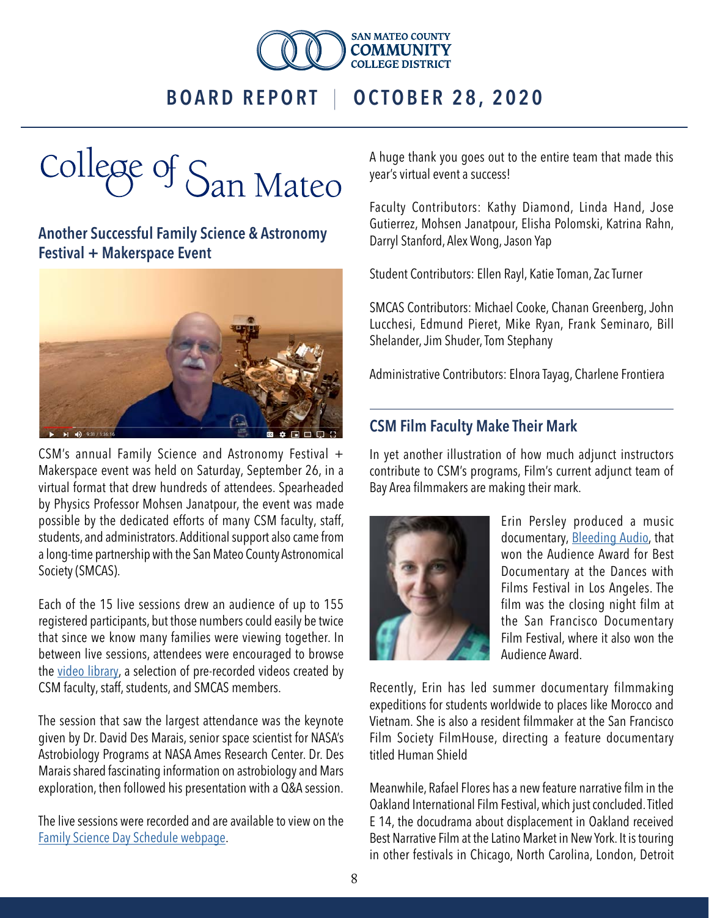# College of San Mateo

## Another Successful Family Science & Astronomy Festival + Makerspace Event

CSM's annual Family Science and Astronomy Festival + Makerspace event was held on Saturday, September 26, in a virtual format that drew hundreds of attendees. Spearheaded by Physics Professor Mohsen Janatpour, the event was made possible by the dedicated efforts of many CSM faculty, staff, students, and administrators. Additional support also came from a long-time partnership with the San Mateo County Astronomical Society (SMCAS).

Each of the 15 live sessions drew an audience of up to 155 registered participants, but those numbers could easily be twice that since we know many families were viewing together. In between live sessions, attendees were encouraged to browse the video library, a selection of pre-recorded videos created by CSM faculty, staff, students, and SMCAS members.

The session that saw the largest attendance was the keynote given by Dr. David Des Marais, senior space scientist for NASA's Astrobiology Programs at NASA Ames Research Center. Dr. Des Marais shared fascinating information on astrobiology and Mars exploration, then followed his presentation with a Q&A session.

The live sessions were recorded and are available to view on the Family Science Day Schedule webpage.

A huge thank you goes out to the entire team that made this year's virtual event a success!

Faculty Contributors: Kathy Diamond, Linda Hand, Jose Gutierrez, Mohsen Janatpour, Elisha Polomski, Katrina Rahn, Darryl Stanford, Alex Wong, Jason Yap

Student Contributors: Ellen Rayl, Katie Toman, Zac Turner

SMCAS Contributors: Michael Cooke, Chanan Greenberg, John Lucchesi, Edmund Pieret, Mike Ryan, Frank Seminaro, Bill Shelander, Jim Shuder, Tom Stephany

Administrative Contributors: Elnora Tayag, Charlene Frontiera

## CSM Film Faculty Make Their Mark

In yet another illustration of how much adjunct instructors contribute to CSM's programs, Film's current adjunct team of Bay Area filmmakers are making their mark.

Erin Persley produced a music documentary, Bleeding Audio, that won the Audience Award for Best Documentary at the Dances with Films Festival in Los Angeles. The film was the closing night film at the San Francisco Documentary Film Festival, where it also won the Audience Award.

Recently, Erin has led summer documentary filmmaking expeditions for students worldwide to places like Morocco and Vietnam. She is also a resident filmmaker at the San Francisco Film Society FilmHouse, directing a feature documentary titled Human Shield

Meanwhile, Rafael Flores has a new feature narrative film in the Oakland International Film Festival, which just concluded. Titled E 14, the docudrama about displacement in Oakland received Best Narrative Film at the Latino Market in New York. It is touring in other festivals in Chicago, North Carolina, London, Detroit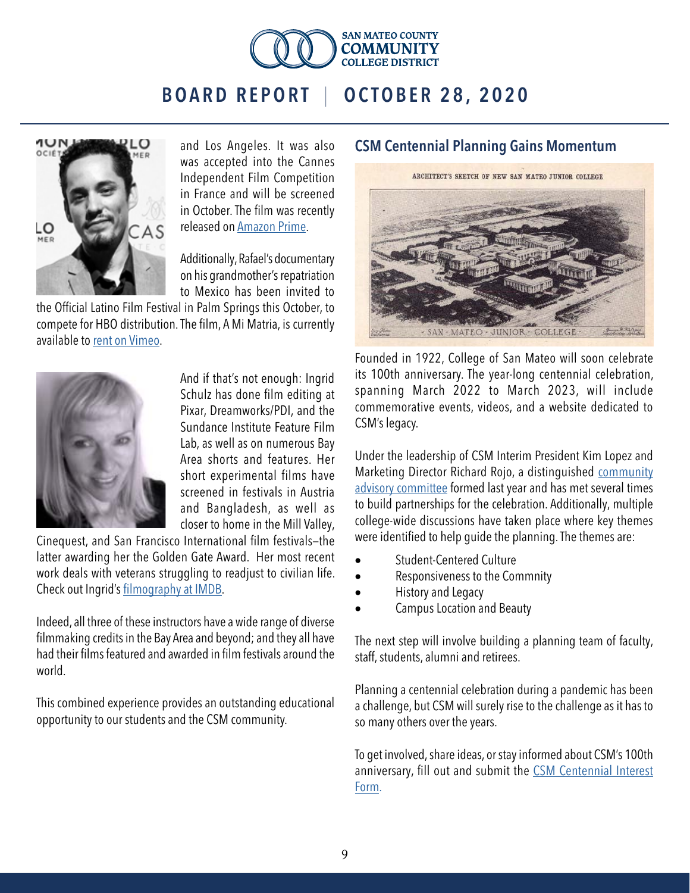and Los Angeles. It was also was accepted into the Cannes Independent Film Competition in France and will be screened in October. The film was recently released on Amazon Prime.

Additionally, Rafael's documentary on his grandmother's repatriation to Mexico has been invited to the Official Latino Film Festival in Palm Springs this October, to compete for HBO distribution. The film, A Mi Matria, is currently available to rent on Vimeo.

And if that's not enough: Ingrid Schulz has done film editing at Pixar, Dreamworks/PDI, and the Sundance Institute Feature Film Lab, as well as on numerous Bay Area shorts and features. Her short experimental films have screened in festivals in Austria and Bangladesh, as well as closer to home in the Mill Valley, Cinequest, and San Francisco International film festivals–the latter awarding her the Golden Gate Award. Her most recent work deals with veterans struggling to readjust to civilian life. Check out Ingrid's filmography at IMDB.

Indeed, all three of these instructors have a wide range of diverse filmmaking credits in the Bay Area and beyond; and they all have had their films featured and awarded in film festivals around the world.

This combined experience provides an outstanding educational opportunity to our students and the CSM community.

## CSM Centennial Planning Gains Momentum

Founded in 1922, College of San Mateo will soon celebrate its 100th anniversary. The year-long centennial celebration, spanning March 2022 to March 2023, will include commemorative events, videos, and a website dedicated to CSM's legacy.

Under the leadership of CSM Interim President Kim Lopez and Marketing Director Richard Rojo, a distinguished community advisory committee formed last year and has met several times to build partnerships for the celebration. Additionally, multiple college-wide discussions have taken place where key themes were identified to help guide the planning. The themes are:

- Student-Centered Culture
- Responsiveness to the Commnity
- History and Legacy
- Campus Location and Beauty

The next step will involve building a planning team of faculty, staff, students, alumni and retirees.

Planning a centennial celebration during a pandemic has been a challenge, but CSM will surely rise to the challenge as it has to so many others over the years.

To get involved, share ideas, or stay informed about CSM's 100th anniversary, fill out and submit the CSM Centennial Interest Form.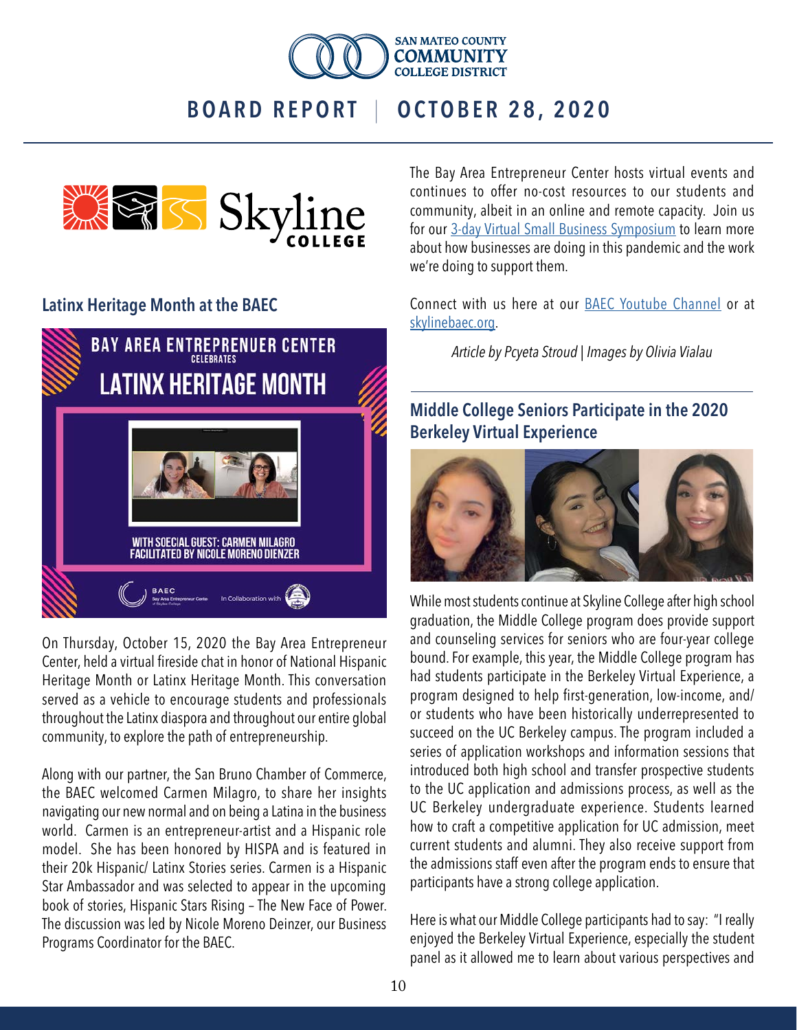## Latinx Heritage Month at the BAEC

On Thursday, October 15, 2020 the Bay Area Entrepreneur Center, held a virtual fireside chat in honor of National Hispanic Heritage Month or Latinx Heritage Month. This conversation served as a vehicle to encourage students and professionals throughout the Latinx diaspora and throughout our entire global community, to explore the path of entrepreneurship.

Along with our partner, the San Bruno Chamber of Commerce, the BAEC welcomed Carmen Milagro, to share her insights navigating our new normal and on being a Latina in the business world. Carmen is an entrepreneur-artist and a Hispanic role model. She has been honored by HISPA and is featured in their 20k Hispanic/ Latinx Stories series. Carmen is a Hispanic Star Ambassador and was selected to appear in the upcoming book of stories, Hispanic Stars Rising – The New Face of Power. The discussion was led by Nicole Moreno Deinzer, our Business Programs Coordinator for the BAEC.

The Bay Area Entrepreneur Center hosts virtual events and continues to offer no-cost resources to our students and community, albeit in an online and remote capacity. Join us for our [3-day Virtual Small Business Symposium]() to learn more about how businesses are doing in this pandemic and the work we're doing to support them.

Connect with us here at our [BAEC Youtube Channel]() or at [skylinebaec.org]().

*Article by Pcyeta Stroud | Images by Olivia Vialau*

## Middle College Seniors Participate in the 2020 Berkeley Virtual Experience

While most students continue at Skyline College after high school graduation, the Middle College program does provide support and counseling services for seniors who are four-year college bound. For example, this year, the Middle College program has had students participate in the Berkeley Virtual Experience, a program designed to help first-generation, low-income, and/or students who have been historically underrepresented to succeed on the UC Berkeley campus. The program included a series of application workshops and information sessions that introduced both high school and transfer prospective students to the UC application and admissions process, as well as the UC Berkeley undergraduate experience. Students learned how to craft a competitive application for UC admission, meet current students and alumni. They also receive support from the admissions staff even after the program ends to ensure that participants have a strong college application.

Here is what our Middle College participants had to say: "I really enjoyed the Berkeley Virtual Experience, especially the student panel as it allowed me to learn about various perspectives and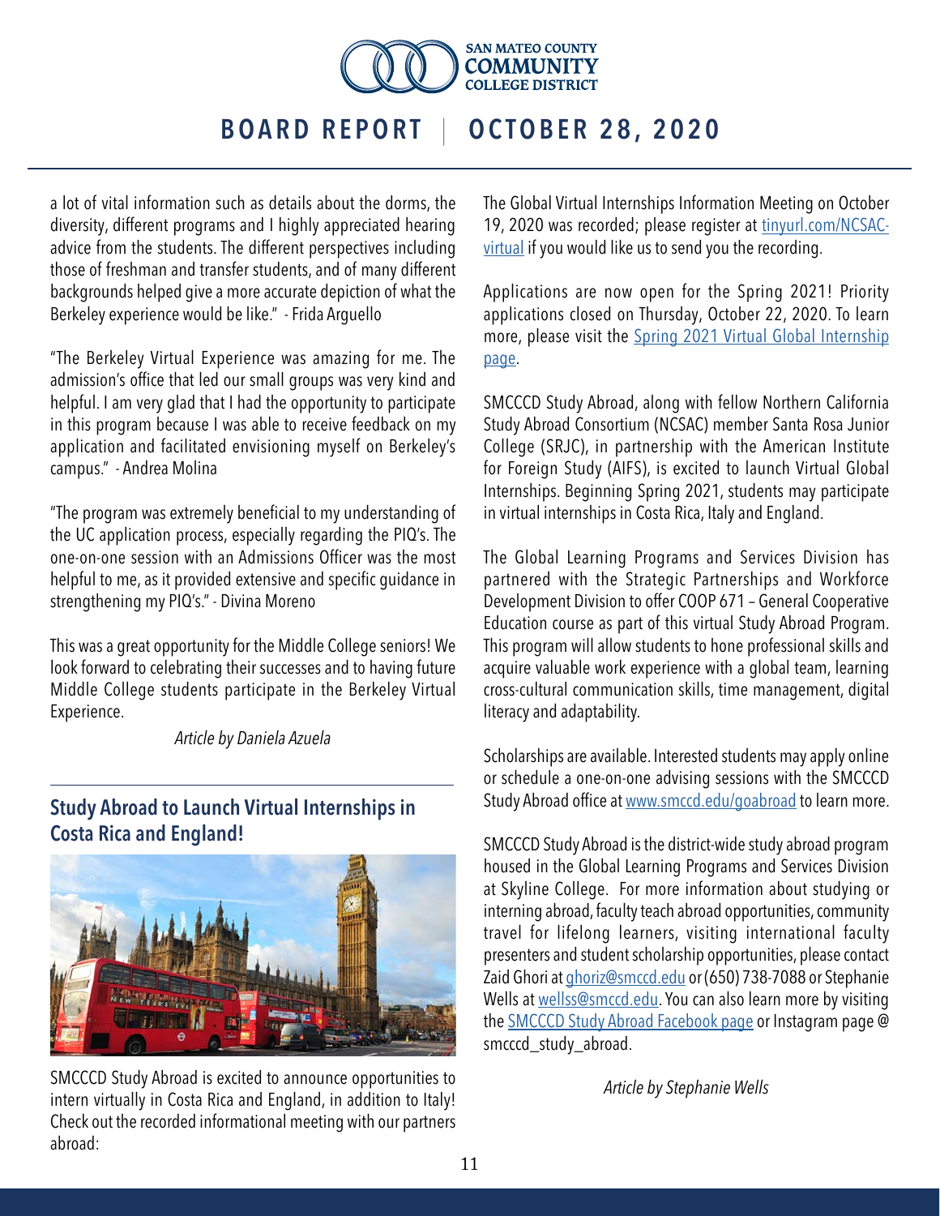a lot of vital information such as details about the dorms, the diversity, different programs and I highly appreciated hearing advice from the students. The different perspectives including those of freshman and transfer students, and of many different backgrounds helped give a more accurate depiction of what the Berkeley experience would be like." - Frida Arguello

"The Berkeley Virtual Experience was amazing for me. The admission's office that led our small groups was very kind and helpful. I am very glad that I had the opportunity to participate in this program because I was able to receive feedback on my application and facilitated envisioning myself on Berkeley's campus." - Andrea Molina

"The program was extremely beneficial to my understanding of the UC application process, especially regarding the PIQ's. The one-on-one session with an Admissions Officer was the most helpful to me, as it provided extensive and specific guidance in strengthening my PIQ's." - Divina Moreno

This was a great opportunity for the Middle College seniors! We look forward to celebrating their successes and to having future Middle College students participate in the Berkeley Virtual Experience.

*Article by Daniela Azuela*

## Study Abroad to Launch Virtual Internships in Costa Rica and England!

SMCCCD Study Abroad is excited to announce opportunities to intern virtually in Costa Rica and England, in addition to Italy! Check out the recorded informational meeting with our partners abroad:

The Global Virtual Internships Information Meeting on October 19, 2020 was recorded; please register at tinyurl.com/NCSAC-virtual if you would like us to send you the recording.

Applications are now open for the Spring 2021! Priority applications closed on Thursday, October 22, 2020. To learn more, please visit the Spring 2021 Virtual Global Internship page.

SMCCCD Study Abroad, along with fellow Northern California Study Abroad Consortium (NCSAC) member Santa Rosa Junior College (SRJC), in partnership with the American Institute for Foreign Study (AIFS), is excited to launch Virtual Global Internships. Beginning Spring 2021, students may participate in virtual internships in Costa Rica, Italy and England.

The Global Learning Programs and Services Division has partnered with the Strategic Partnerships and Workforce Development Division to offer COOP 671 – General Cooperative Education course as part of this virtual Study Abroad Program. This program will allow students to hone professional skills and acquire valuable work experience with a global team, learning cross-cultural communication skills, time management, digital literacy and adaptability.

Scholarships are available. Interested students may apply online or schedule a one-on-one advising sessions with the SMCCCD Study Abroad office at www.smccd.edu/goabroad to learn more.

SMCCCD Study Abroad is the district-wide study abroad program housed in the Global Learning Programs and Services Division at Skyline College. For more information about studying or interning abroad, faculty teach abroad opportunities, community travel for lifelong learners, visiting international faculty presenters and student scholarship opportunities, please contact Zaid Ghori at ghoriz@smccd.edu or (650) 738-7088 or Stephanie Wells at wellss@smccd.edu. You can also learn more by visiting the SMCCCD Study Abroad Facebook page or Instagram page @ smcccd_study_abroad.

*Article by Stephanie Wells*